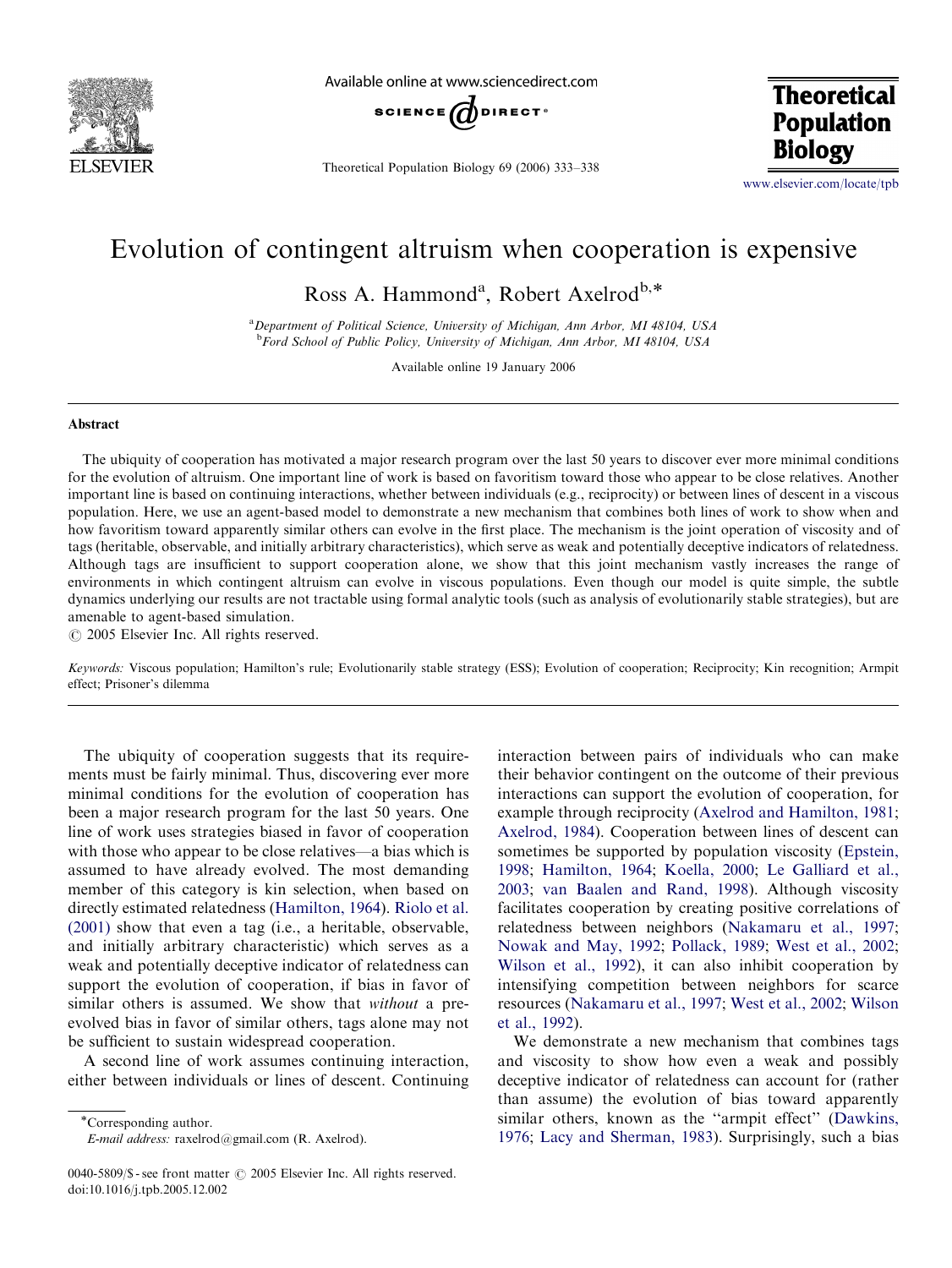# Evolution of contingent altruism when cooperation is expensive

Ross A. Hammond[a], Robert Axelrod[b,*]

[a]Department of Political Science, University of Michigan, Ann Arbor, MI 48104, USA
[b]Ford School of Public Policy, University of Michigan, Ann Arbor, MI 48104, USA

Available online 19 January 2006

## Abstract

The ubiquity of cooperation has motivated a major research program over the last 50 years to discover ever more minimal conditions for the evolution of altruism. One important line of work is based on favoritism toward those who appear to be close relatives. Another important line is based on continuing interactions, whether between individuals (e.g., reciprocity) or between lines of descent in a viscous population. Here, we use an agent-based model to demonstrate a new mechanism that combines both lines of work to show when and how favoritism toward apparently similar others can evolve in the first place. The mechanism is the joint operation of viscosity and of tags (heritable, observable, and initially arbitrary characteristics), which serve as weak and potentially deceptive indicators of relatedness. Although tags are insufficient to support cooperation alone, we show that this joint mechanism vastly increases the range of environments in which contingent altruism can evolve in viscous populations. Even though our model is quite simple, the subtle dynamics underlying our results are not tractable using formal analytic tools (such as analysis of evolutionarily stable strategies), but are amenable to agent-based simulation.

© 2005 Elsevier Inc. All rights reserved.

*Keywords:* Viscous population; Hamilton's rule; Evolutionarily stable strategy (ESS); Evolution of cooperation; Reciprocity; Kin recognition; Armpit effect; Prisoner's dilemma

The ubiquity of cooperation suggests that its requirements must be fairly minimal. Thus, discovering ever more minimal conditions for the evolution of cooperation has been a major research program for the last 50 years. One line of work uses strategies biased in favor of cooperation with those who appear to be close relatives—a bias which is assumed to have already evolved. The most demanding member of this category is kin selection, when based on directly estimated relatedness (Hamilton, 1964). Riolo et al. (2001) show that even a tag (i.e., a heritable, observable, and initially arbitrary characteristic) which serves as a weak and potentially deceptive indicator of relatedness can support the evolution of cooperation, if bias in favor of similar others is assumed. We show that *without* a pre-evolved bias in favor of similar others, tags alone may not be sufficient to sustain widespread cooperation.

A second line of work assumes continuing interaction, either between individuals or lines of descent. Continuing interaction between pairs of individuals who can make their behavior contingent on the outcome of their previous interactions can support the evolution of cooperation, for example through reciprocity (Axelrod and Hamilton, 1981; Axelrod, 1984). Cooperation between lines of descent can sometimes be supported by population viscosity (Epstein, 1998; Hamilton, 1964; Koella, 2000; Le Galliard et al., 2003; van Baalen and Rand, 1998). Although viscosity facilitates cooperation by creating positive correlations of relatedness between neighbors (Nakamaru et al., 1997; Nowak and May, 1992; Pollack, 1989; West et al., 2002; Wilson et al., 1992), it can also inhibit cooperation by intensifying competition between neighbors for scarce resources (Nakamaru et al., 1997; West et al., 2002; Wilson et al., 1992).

We demonstrate a new mechanism that combines tags and viscosity to show how even a weak and possibly deceptive indicator of relatedness can account for (rather than assume) the evolution of bias toward apparently similar others, known as the "armpit effect" (Dawkins, 1976; Lacy and Sherman, 1983). Surprisingly, such a bias

*Corresponding author.
*E-mail address:* raxelrod@gmail.com (R. Axelrod).

0040-5809/$ - see front matter © 2005 Elsevier Inc. All rights reserved.
doi:10.1016/j.tpb.2005.12.002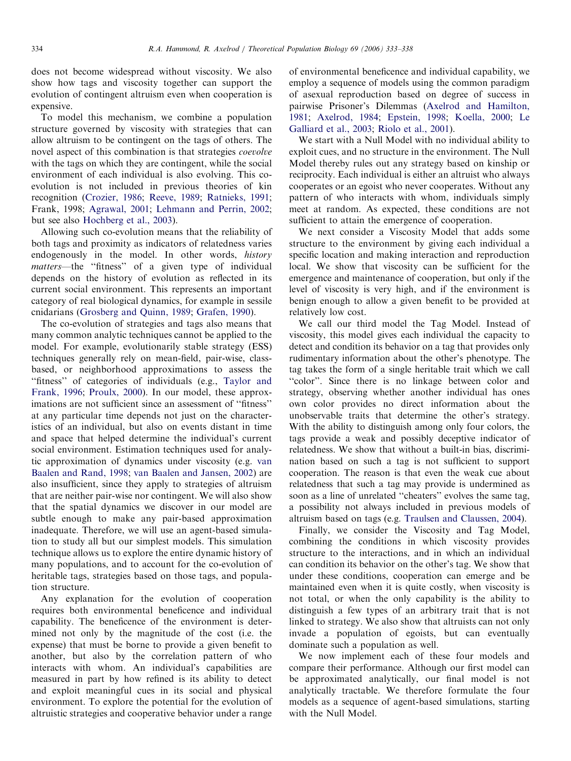does not become widespread without viscosity. We also show how tags and viscosity together can support the evolution of contingent altruism even when cooperation is expensive.

To model this mechanism, we combine a population structure governed by viscosity with strategies that can allow altruism to be contingent on the tags of others. The novel aspect of this combination is that strategies *coevolve* with the tags on which they are contingent, while the social environment of each individual is also evolving. This co-evolution is not included in previous theories of kin recognition (Crozier, 1986; Reeve, 1989; Ratnieks, 1991; Frank, 1998; Agrawal, 2001; Lehmann and Perrin, 2002; but see also Hochberg et al., 2003).

Allowing such co-evolution means that the reliability of both tags and proximity as indicators of relatedness varies endogenously in the model. In other words, *history matters*—the "fitness" of a given type of individual depends on the history of evolution as reflected in its current social environment. This represents an important category of real biological dynamics, for example in sessile cnidarians (Grosberg and Quinn, 1989; Grafen, 1990).

The co-evolution of strategies and tags also means that many common analytic techniques cannot be applied to the model. For example, evolutionarily stable strategy (ESS) techniques generally rely on mean-field, pair-wise, class-based, or neighborhood approximations to assess the "fitness" of categories of individuals (e.g., Taylor and Frank, 1996; Proulx, 2000). In our model, these approximations are not sufficient since an assessment of "fitness" at any particular time depends not just on the characteristics of an individual, but also on events distant in time and space that helped determine the individual's current social environment. Estimation techniques used for analytic approximation of dynamics under viscosity (e.g. van Baalen and Rand, 1998; van Baalen and Jansen, 2002) are also insufficient, since they apply to strategies of altruism that are neither pair-wise nor contingent. We will also show that the spatial dynamics we discover in our model are subtle enough to make any pair-based approximation inadequate. Therefore, we will use an agent-based simulation to study all but our simplest models. This simulation technique allows us to explore the entire dynamic history of many populations, and to account for the co-evolution of heritable tags, strategies based on those tags, and population structure.

Any explanation for the evolution of cooperation requires both environmental beneficence and individual capability. The beneficence of the environment is determined not only by the magnitude of the cost (i.e. the expense) that must be borne to provide a given benefit to another, but also by the correlation pattern of who interacts with whom. An individual's capabilities are measured in part by how refined is its ability to detect and exploit meaningful cues in its social and physical environment. To explore the potential for the evolution of altruistic strategies and cooperative behavior under a range of environmental beneficence and individual capability, we employ a sequence of models using the common paradigm of asexual reproduction based on degree of success in pairwise Prisoner's Dilemmas (Axelrod and Hamilton, 1981; Axelrod, 1984; Epstein, 1998; Koella, 2000; Le Galliard et al., 2003; Riolo et al., 2001).

We start with a Null Model with no individual ability to exploit cues, and no structure in the environment. The Null Model thereby rules out any strategy based on kinship or reciprocity. Each individual is either an altruist who always cooperates or an egoist who never cooperates. Without any pattern of who interacts with whom, individuals simply meet at random. As expected, these conditions are not sufficient to attain the emergence of cooperation.

We next consider a Viscosity Model that adds some structure to the environment by giving each individual a specific location and making interaction and reproduction local. We show that viscosity can be sufficient for the emergence and maintenance of cooperation, but only if the level of viscosity is very high, and if the environment is benign enough to allow a given benefit to be provided at relatively low cost.

We call our third model the Tag Model. Instead of viscosity, this model gives each individual the capacity to detect and condition its behavior on a tag that provides only rudimentary information about the other's phenotype. The tag takes the form of a single heritable trait which we call "color". Since there is no linkage between color and strategy, observing whether another individual has ones own color provides no direct information about the unobservable traits that determine the other's strategy. With the ability to distinguish among only four colors, the tags provide a weak and possibly deceptive indicator of relatedness. We show that without a built-in bias, discrimination based on such a tag is not sufficient to support cooperation. The reason is that even the weak cue about relatedness that such a tag may provide is undermined as soon as a line of unrelated "cheaters" evolves the same tag, a possibility not always included in previous models of altruism based on tags (e.g. Traulsen and Claussen, 2004).

Finally, we consider the Viscosity and Tag Model, combining the conditions in which viscosity provides structure to the interactions, and in which an individual can condition its behavior on the other's tag. We show that under these conditions, cooperation can emerge and be maintained even when it is quite costly, when viscosity is not total, or when the only capability is the ability to distinguish a few types of an arbitrary trait that is not linked to strategy. We also show that altruists can not only invade a population of egoists, but can eventually dominate such a population as well.

We now implement each of these four models and compare their performance. Although our first model can be approximated analytically, our final model is not analytically tractable. We therefore formulate the four models as a sequence of agent-based simulations, starting with the Null Model.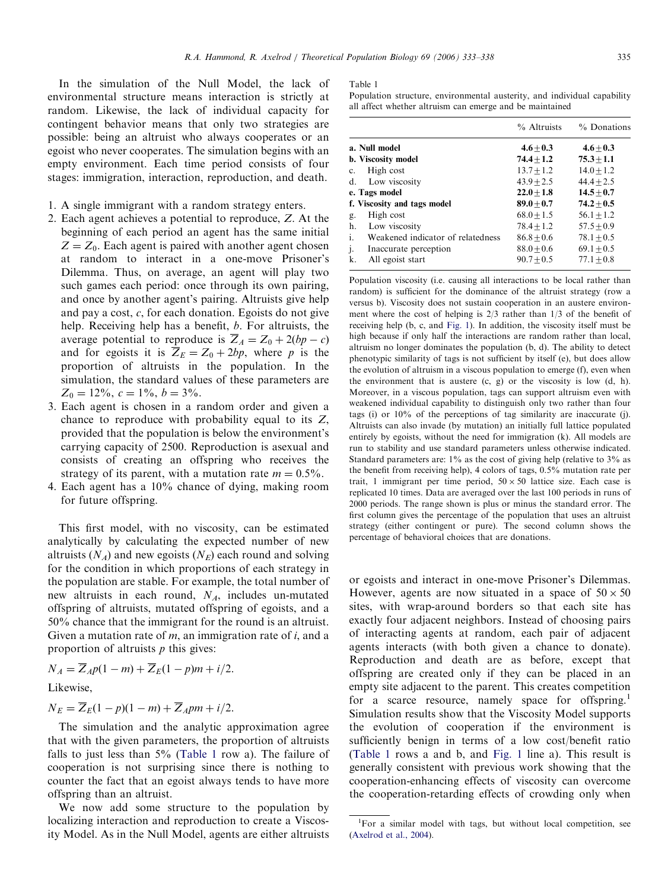In the simulation of the Null Model, the lack of environmental structure means interaction is strictly at random. Likewise, the lack of individual capacity for contingent behavior means that only two strategies are possible: being an altruist who always cooperates or an egoist who never cooperates. The simulation begins with an empty environment. Each time period consists of four stages: immigration, interaction, reproduction, and death.

1. A single immigrant with a random strategy enters.
2. Each agent achieves a potential to reproduce, $Z$. At the beginning of each period an agent has the same initial $Z = Z_0$. Each agent is paired with another agent chosen at random to interact in a one-move Prisoner's Dilemma. Thus, on average, an agent will play two such games each period: once through its own pairing, and once by another agent's pairing. Altruists give help and pay a cost, $c$, for each donation. Egoists do not give help. Receiving help has a benefit, $b$. For altruists, the average potential to reproduce is $\overline{Z}_A = Z_0 + 2(bp - c)$ and for egoists it is $\overline{Z}_E = Z_0 + 2bp$, where $p$ is the proportion of altruists in the population. In the simulation, the standard values of these parameters are $Z_0 = 12\%$, $c = 1\%$, $b = 3\%$.
3. Each agent is chosen in a random order and given a chance to reproduce with probability equal to its $Z$, provided that the population is below the environment's carrying capacity of 2500. Reproduction is asexual and consists of creating an offspring who receives the strategy of its parent, with a mutation rate $m = 0.5\%$.
4. Each agent has a 10% chance of dying, making room for future offspring.

This first model, with no viscosity, can be estimated analytically by calculating the expected number of new altruists ($N_A$) and new egoists ($N_E$) each round and solving for the condition in which proportions of each strategy in the population are stable. For example, the total number of new altruists in each round, $N_A$, includes un-mutated offspring of altruists, mutated offspring of egoists, and a 50% chance that the immigrant for the round is an altruist. Given a mutation rate of $m$, an immigration rate of $i$, and a proportion of altruists $p$ this gives:

$$N_A = \overline{Z}_A p(1 - m) + \overline{Z}_E(1 - p)m + i/2.$$

Likewise,

$$N_E = \overline{Z}_E(1 - p)(1 - m) + \overline{Z}_A pm + i/2.$$

The simulation and the analytic approximation agree that with the given parameters, the proportion of altruists falls to just less than 5% (Table 1 row a). The failure of cooperation is not surprising since there is nothing to counter the fact that an egoist always tends to have more offspring than an altruist.

We now add some structure to the population by localizing interaction and reproduction to create a Viscosity Model. As in the Null Model, agents are either altruists or egoists and interact in one-move Prisoner's Dilemmas. However, agents are now situated in a space of $50 \times 50$ sites, with wrap-around borders so that each site has exactly four adjacent neighbors. Instead of choosing pairs of interacting agents at random, each pair of adjacent agents interacts (with both given a chance to donate). Reproduction and death are as before, except that offspring are created only if they can be placed in an empty site adjacent to the parent. This creates competition for a scarce resource, namely space for offspring.[1] Simulation results show that the Viscosity Model supports the evolution of cooperation if the environment is sufficiently benign in terms of a low cost/benefit ratio (Table 1 rows a and b, and Fig. 1 line a). This result is generally consistent with previous work showing that the cooperation-enhancing effects of viscosity can overcome the cooperation-retarding effects of crowding only when

Table 1
Population structure, environmental austerity, and individual capability all affect whether altruism can emerge and be maintained

| | % Altruists | % Donations |
|---|---|---|
| **a. Null model** | **4.6 ± 0.3** | **4.6 ± 0.3** |
| **b. Viscosity model** | **74.4 ± 1.2** | **75.3 ± 1.1** |
| c. High cost | 13.7 ± 1.2 | 14.0 ± 1.2 |
| d. Low viscosity | 43.9 ± 2.5 | 44.4 ± 2.5 |
| **e. Tags model** | **22.0 ± 1.8** | **14.5 ± 0.7** |
| **f. Viscosity and tags model** | **89.0 ± 0.7** | **74.2 ± 0.5** |
| g. High cost | 68.0 ± 1.5 | 56.1 ± 1.2 |
| h. Low viscosity | 78.4 ± 1.2 | 57.5 ± 0.9 |
| i. Weakened indicator of relatedness | 86.8 ± 0.6 | 78.1 ± 0.5 |
| j. Inaccurate perception | 88.0 ± 0.6 | 69.1 ± 0.5 |
| k. All egoist start | 90.7 ± 0.5 | 77.1 ± 0.8 |

Population viscosity (i.e. causing all interactions to be local rather than random) is sufficient for the dominance of the altruist strategy (row a versus b). Viscosity does not sustain cooperation in an austere environment where the cost of helping is 2/3 rather than 1/3 of the benefit of receiving help (b, c, and Fig. 1). In addition, the viscosity itself must be high because if only half the interactions are random rather than local, altruism no longer dominates the population (b, d). The ability to detect phenotypic similarity of tags is not sufficient by itself (e), but does allow the evolution of altruism in a viscous population to emerge (f), even when the environment that is austere (c, g) or the viscosity is low (d, h). Moreover, in a viscous population, tags can support altruism even with weakened individual capability to distinguish only two rather than four tags (i) or 10% of the perceptions of tag similarity are inaccurate (j). Altruists can also invade (by mutation) an initially full lattice populated entirely by egoists, without the need for immigration (k). All models are run to stability and use standard parameters unless otherwise indicated. Standard parameters are: 1% as the cost of giving help (relative to 3% as the benefit from receiving help), 4 colors of tags, 0.5% mutation rate per trait, 1 immigrant per time period, $50 \times 50$ lattice size. Each case is replicated 10 times. Data are averaged over the last 100 periods in runs of 2000 periods. The range shown is plus or minus the standard error. The first column gives the percentage of the population that uses an altruist strategy (either contingent or pure). The second column shows the percentage of behavioral choices that are donations.

[1] For a similar model with tags, but without local competition, see (Axelrod et al., 2004).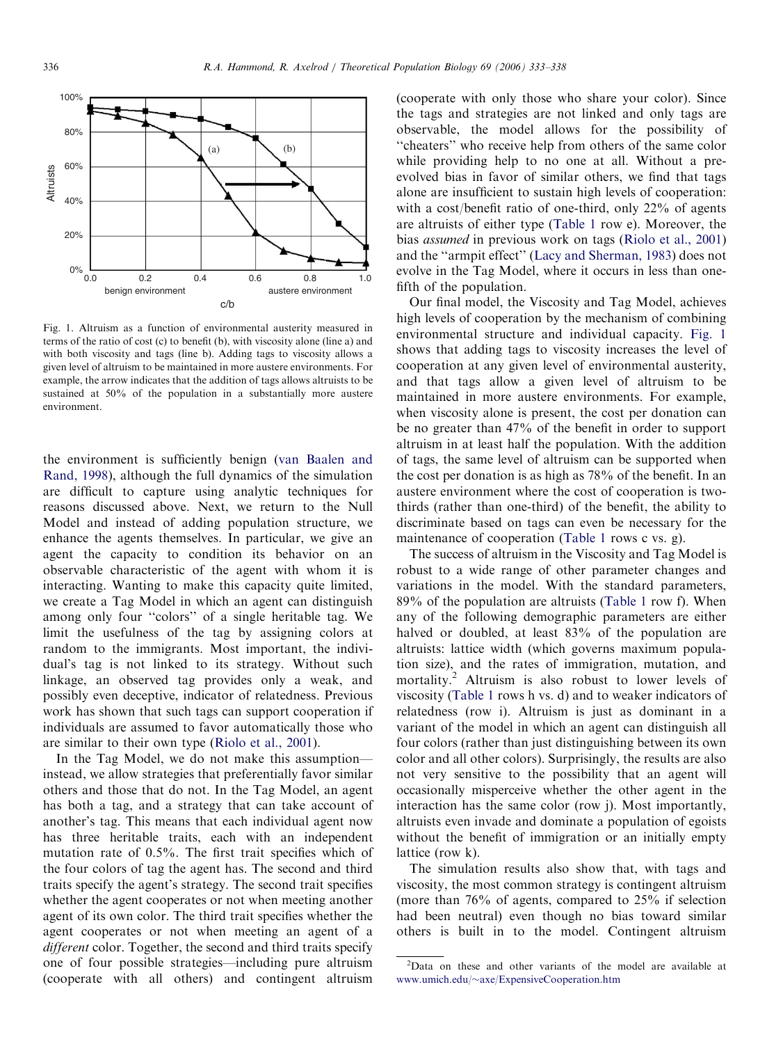100%

80%

60%

40%

20%

0%

Altruists

0.0 0.2 0.4 0.6 0.8 1.0

(a) (b)

benign environment

austere environment

c/b

Fig. 1. Altruism as a function of environmental austerity measured in terms of the ratio of cost (c) to benefit (b), with viscosity alone (line a) and with both viscosity and tags (line b). Adding tags to viscosity allows a given level of altruism to be maintained in more austere environments. For example, the arrow indicates that the addition of tags allows altruists to be sustained at 50% of the population in a substantially more austere environment.

the environment is sufficiently benign (van Baalen and Rand, 1998), although the full dynamics of the simulation are difficult to capture using analytic techniques for reasons discussed above. Next, we return to the Null Model and instead of adding population structure, we enhance the agents themselves. In particular, we give an agent the capacity to condition its behavior on an observable characteristic of the agent with whom it is interacting. Wanting to make this capacity quite limited, we create a Tag Model in which an agent can distinguish among only four "colors" of a single heritable tag. We limit the usefulness of the tag by assigning colors at random to the immigrants. Most important, the individual's tag is not linked to its strategy. Without such linkage, an observed tag provides only a weak, and possibly even deceptive, indicator of relatedness. Previous work has shown that such tags can support cooperation if individuals are assumed to favor automatically those who are similar to their own type (Riolo et al., 2001).

In the Tag Model, we do not make this assumption—instead, we allow strategies that preferentially favor similar others and those that do not. In the Tag Model, an agent has both a tag, and a strategy that can take account of another's tag. This means that each individual agent now has three heritable traits, each with an independent mutation rate of 0.5%. The first trait specifies which of the four colors of tag the agent has. The second and third traits specify the agent's strategy. The second trait specifies whether the agent cooperates or not when meeting another agent of its own color. The third trait specifies whether the agent cooperates or not when meeting an agent of a *different* color. Together, the second and third traits specify one of four possible strategies—including pure altruism (cooperate with all others) and contingent altruism (cooperate with only those who share your color). Since the tags and strategies are not linked and only tags are observable, the model allows for the possibility of "cheaters" who receive help from others of the same color while providing help to no one at all. Without a pre-evolved bias in favor of similar others, we find that tags alone are insufficient to sustain high levels of cooperation: with a cost/benefit ratio of one-third, only 22% of agents are altruists of either type (Table 1 row e). Moreover, the bias *assumed* in previous work on tags (Riolo et al., 2001) and the "armpit effect" (Lacy and Sherman, 1983) does not evolve in the Tag Model, where it occurs in less than one-fifth of the population.

Our final model, the Viscosity and Tag Model, achieves high levels of cooperation by the mechanism of combining environmental structure and individual capacity. Fig. 1 shows that adding tags to viscosity increases the level of cooperation at any given level of environmental austerity, and that tags allow a given level of altruism to be maintained in more austere environments. For example, when viscosity alone is present, the cost per donation can be no greater than 47% of the benefit in order to support altruism in at least half the population. With the addition of tags, the same level of altruism can be supported when the cost per donation is as high as 78% of the benefit. In an austere environment where the cost of cooperation is two-thirds (rather than one-third) of the benefit, the ability to discriminate based on tags can even be necessary for the maintenance of cooperation (Table 1 rows c vs. g).

The success of altruism in the Viscosity and Tag Model is robust to a wide range of other parameter changes and variations in the model. With the standard parameters, 89% of the population are altruists (Table 1 row f). When any of the following demographic parameters are either halved or doubled, at least 83% of the population are altruists: lattice width (which governs maximum population size), and the rates of immigration, mutation, and mortality.[2] Altruism is also robust to lower levels of viscosity (Table 1 rows h vs. d) and to weaker indicators of relatedness (row i). Altruism is just as dominant in a variant of the model in which an agent can distinguish all four colors (rather than just distinguishing between its own color and all other colors). Surprisingly, the results are also not very sensitive to the possibility that an agent will occasionally misperceive whether the other agent in the interaction has the same color (row j). Most importantly, altruists even invade and dominate a population of egoists without the benefit of immigration or an initially empty lattice (row k).

The simulation results also show that, with tags and viscosity, the most common strategy is contingent altruism (more than 76% of agents, compared to 25% if selection had been neutral) even though no bias toward similar others is built in to the model. Contingent altruism

[2] Data on these and other variants of the model are available at www.umich.edu/~axe/ExpensiveCooperation.htm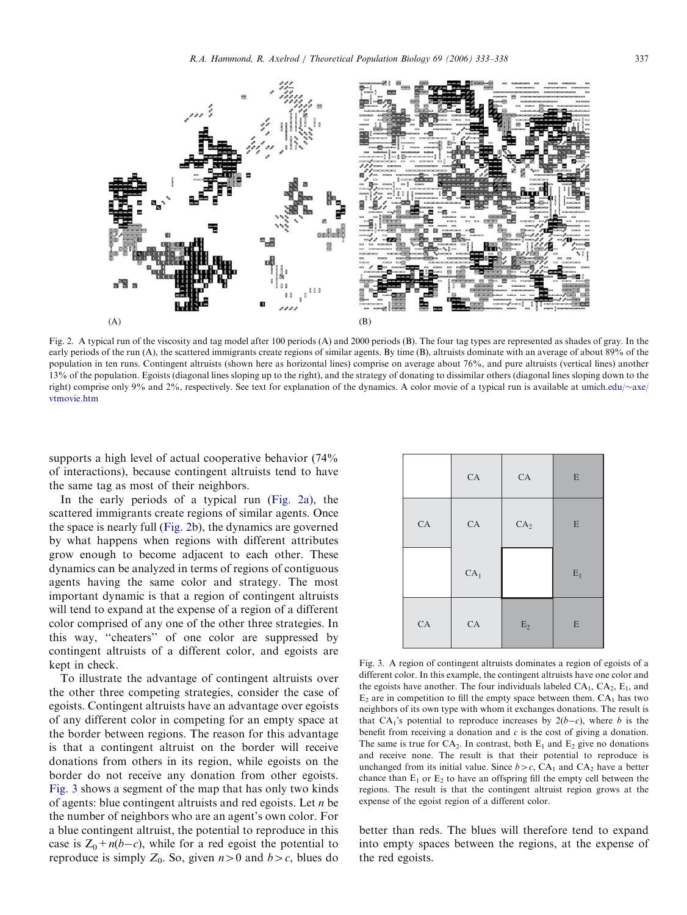Fig. 2. A typical run of the viscosity and tag model after 100 periods (A) and 2000 periods (B). The four tag types are represented as shades of gray. In the early periods of the run (A), the scattered immigrants create regions of similar agents. By time (B), altruists dominate with an average of about 89% of the population in ten runs. Contingent altruists (shown here as horizontal lines) comprise on average about 76%, and pure altruists (vertical lines) another 13% of the population. Egoists (diagonal lines sloping up to the right), and the strategy of donating to dissimilar others (diagonal lines sloping down to the right) comprise only 9% and 2%, respectively. See text for explanation of the dynamics. A color movie of a typical run is available at umich.edu/~axe/vtmovie.htm

supports a high level of actual cooperative behavior (74% of interactions), because contingent altruists tend to have the same tag as most of their neighbors.

In the early periods of a typical run (Fig. 2a), the scattered immigrants create regions of similar agents. Once the space is nearly full (Fig. 2b), the dynamics are governed by what happens when regions with different attributes grow enough to become adjacent to each other. These dynamics can be analyzed in terms of regions of contiguous agents having the same color and strategy. The most important dynamic is that a region of contingent altruists will tend to expand at the expense of a region of a different color comprised of any one of the other three strategies. In this way, "cheaters" of one color are suppressed by contingent altruists of a different color, and egoists are kept in check.

To illustrate the advantage of contingent altruists over the other three competing strategies, consider the case of egoists. Contingent altruists have an advantage over egoists of any different color in competing for an empty space at the border between regions. The reason for this advantage is that a contingent altruist on the border will receive donations from others in its region, while egoists on the border do not receive any donation from other egoists. Fig. 3 shows a segment of the map that has only two kinds of agents: blue contingent altruists and red egoists. Let $n$ be the number of neighbors who are an agent's own color. For a blue contingent altruist, the potential to reproduce in this case is $Z_0 + n(b-c)$, while for a red egoist the potential to reproduce is simply $Z_0$. So, given $n>0$ and $b>c$, blues do better than reds. The blues will therefore tend to expand into empty spaces between the regions, at the expense of the red egoists.

|  | CA | CA | E |
|---|---|---|---|
| CA | CA | $CA_2$ | E |
|  | $CA_1$ |  | $E_1$ |
| CA | CA | $E_2$ | E |

Fig. 3. A region of contingent altruists dominates a region of egoists of a different color. In this example, the contingent altruists have one color and the egoists have another. The four individuals labeled $CA_1$, $CA_2$, $E_1$, and $E_2$ are in competition to fill the empty space between them. $CA_1$ has two neighbors of its own type with whom it exchanges donations. The result is that $CA_1$'s potential to reproduce increases by $2(b-c)$, where $b$ is the benefit from receiving a donation and $c$ is the cost of giving a donation. The same is true for $CA_2$. In contrast, both $E_1$ and $E_2$ give no donations and receive none. The result is that their potential to reproduce is unchanged from its initial value. Since $b>c$, $CA_1$ and $CA_2$ have a better chance than $E_1$ or $E_2$ to have an offspring fill the empty cell between the regions. The result is that the contingent altruist region grows at the expense of the egoist region of a different color.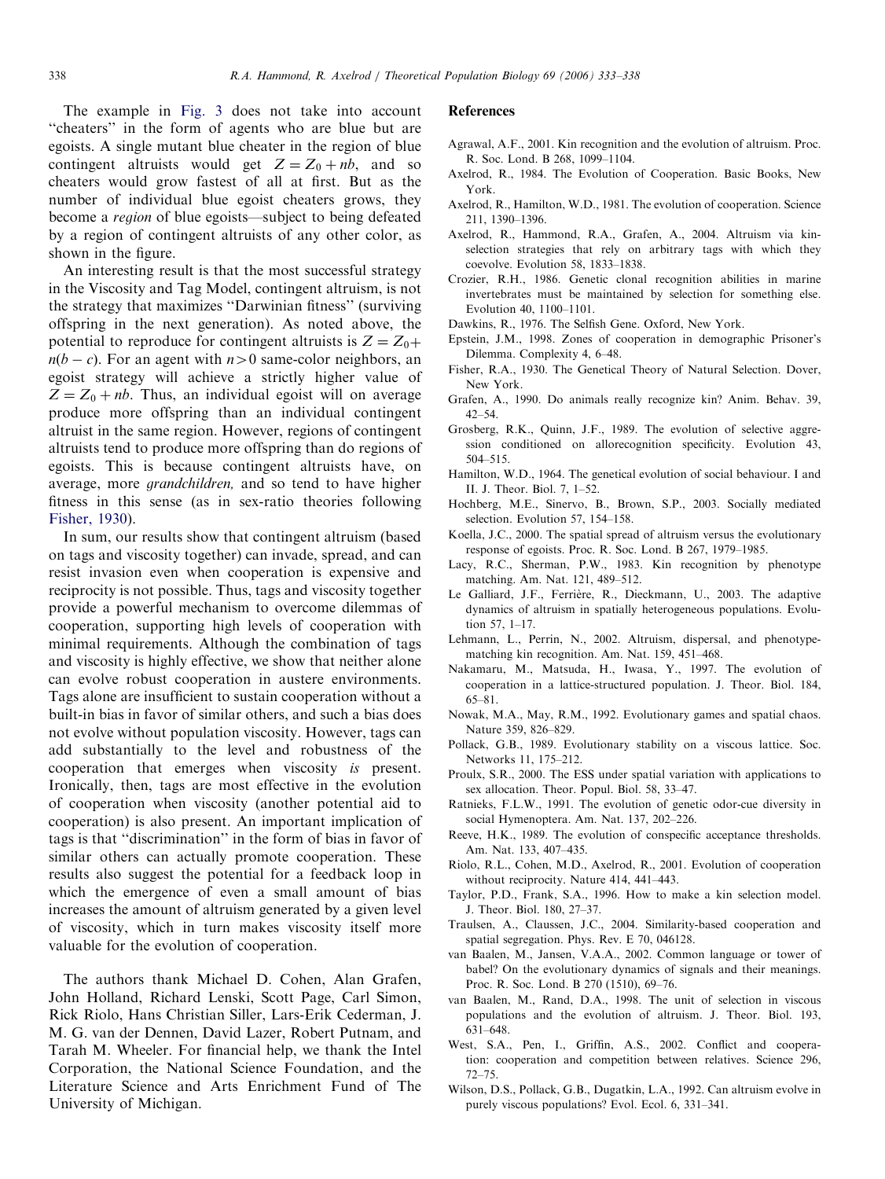The example in Fig. 3 does not take into account "cheaters" in the form of agents who are blue but are egoists. A single mutant blue cheater in the region of blue contingent altruists would get $Z = Z_0 + nb$, and so cheaters would grow fastest of all at first. But as the number of individual blue egoist cheaters grows, they become a *region* of blue egoists—subject to being defeated by a region of contingent altruists of any other color, as shown in the figure.

An interesting result is that the most successful strategy in the Viscosity and Tag Model, contingent altruism, is not the strategy that maximizes "Darwinian fitness" (surviving offspring in the next generation). As noted above, the potential to reproduce for contingent altruists is $Z = Z_0 + n(b - c)$. For an agent with $n > 0$ same-color neighbors, an egoist strategy will achieve a strictly higher value of $Z = Z_0 + nb$. Thus, an individual egoist will on average produce more offspring than an individual contingent altruist in the same region. However, regions of contingent altruists tend to produce more offspring than do regions of egoists. This is because contingent altruists have, on average, more *grandchildren,* and so tend to have higher fitness in this sense (as in sex-ratio theories following Fisher, 1930).

In sum, our results show that contingent altruism (based on tags and viscosity together) can invade, spread, and can resist invasion even when cooperation is expensive and reciprocity is not possible. Thus, tags and viscosity together provide a powerful mechanism to overcome dilemmas of cooperation, supporting high levels of cooperation with minimal requirements. Although the combination of tags and viscosity is highly effective, we show that neither alone can evolve robust cooperation in austere environments. Tags alone are insufficient to sustain cooperation without a built-in bias in favor of similar others, and such a bias does not evolve without population viscosity. However, tags can add substantially to the level and robustness of the cooperation that emerges when viscosity *is* present. Ironically, then, tags are most effective in the evolution of cooperation when viscosity (another potential aid to cooperation) is also present. An important implication of tags is that "discrimination" in the form of bias in favor of similar others can actually promote cooperation. These results also suggest the potential for a feedback loop in which the emergence of even a small amount of bias increases the amount of altruism generated by a given level of viscosity, which in turn makes viscosity itself more valuable for the evolution of cooperation.

The authors thank Michael D. Cohen, Alan Grafen, John Holland, Richard Lenski, Scott Page, Carl Simon, Rick Riolo, Hans Christian Siller, Lars-Erik Cederman, J. M. G. van der Dennen, David Lazer, Robert Putnam, and Tarah M. Wheeler. For financial help, we thank the Intel Corporation, the National Science Foundation, and the Literature Science and Arts Enrichment Fund of The University of Michigan.

## References

Agrawal, A.F., 2001. Kin recognition and the evolution of altruism. Proc. R. Soc. Lond. B 268, 1099–1104.

Axelrod, R., 1984. The Evolution of Cooperation. Basic Books, New York.

Axelrod, R., Hamilton, W.D., 1981. The evolution of cooperation. Science 211, 1390–1396.

Axelrod, R., Hammond, R.A., Grafen, A., 2004. Altruism via kin-selection strategies that rely on arbitrary tags with which they coevolve. Evolution 58, 1833–1838.

Crozier, R.H., 1986. Genetic clonal recognition abilities in marine invertebrates must be maintained by selection for something else. Evolution 40, 1100–1101.

Dawkins, R., 1976. The Selfish Gene. Oxford, New York.

Epstein, J.M., 1998. Zones of cooperation in demographic Prisoner's Dilemma. Complexity 4, 6–48.

Fisher, R.A., 1930. The Genetical Theory of Natural Selection. Dover, New York.

Grafen, A., 1990. Do animals really recognize kin? Anim. Behav. 39, 42–54.

Grosberg, R.K., Quinn, J.F., 1989. The evolution of selective aggression conditioned on allorecognition specificity. Evolution 43, 504–515.

Hamilton, W.D., 1964. The genetical evolution of social behaviour. I and II. J. Theor. Biol. 7, 1–52.

Hochberg, M.E., Sinervo, B., Brown, S.P., 2003. Socially mediated selection. Evolution 57, 154–158.

Koella, J.C., 2000. The spatial spread of altruism versus the evolutionary response of egoists. Proc. R. Soc. Lond. B 267, 1979–1985.

Lacy, R.C., Sherman, P.W., 1983. Kin recognition by phenotype matching. Am. Nat. 121, 489–512.

Le Galliard, J.F., Ferrière, R., Dieckmann, U., 2003. The adaptive dynamics of altruism in spatially heterogeneous populations. Evolution 57, 1–17.

Lehmann, L., Perrin, N., 2002. Altruism, dispersal, and phenotype-matching kin recognition. Am. Nat. 159, 451–468.

Nakamaru, M., Matsuda, H., Iwasa, Y., 1997. The evolution of cooperation in a lattice-structured population. J. Theor. Biol. 184, 65–81.

Nowak, M.A., May, R.M., 1992. Evolutionary games and spatial chaos. Nature 359, 826–829.

Pollack, G.B., 1989. Evolutionary stability on a viscous lattice. Soc. Networks 11, 175–212.

Proulx, S.R., 2000. The ESS under spatial variation with applications to sex allocation. Theor. Popul. Biol. 58, 33–47.

Ratnieks, F.L.W., 1991. The evolution of genetic odor-cue diversity in social Hymenoptera. Am. Nat. 137, 202–226.

Reeve, H.K., 1989. The evolution of conspecific acceptance thresholds. Am. Nat. 133, 407–435.

Riolo, R.L., Cohen, M.D., Axelrod, R., 2001. Evolution of cooperation without reciprocity. Nature 414, 441–443.

Taylor, P.D., Frank, S.A., 1996. How to make a kin selection model. J. Theor. Biol. 180, 27–37.

Traulsen, A., Claussen, J.C., 2004. Similarity-based cooperation and spatial segregation. Phys. Rev. E 70, 046128.

van Baalen, M., Jansen, V.A.A., 2002. Common language or tower of babel? On the evolutionary dynamics of signals and their meanings. Proc. R. Soc. Lond. B 270 (1510), 69–76.

van Baalen, M., Rand, D.A., 1998. The unit of selection in viscous populations and the evolution of altruism. J. Theor. Biol. 193, 631–648.

West, S.A., Pen, I., Griffin, A.S., 2002. Conflict and cooperation: cooperation and competition between relatives. Science 296, 72–75.

Wilson, D.S., Pollack, G.B., Dugatkin, L.A., 1992. Can altruism evolve in purely viscous populations? Evol. Ecol. 6, 331–341.